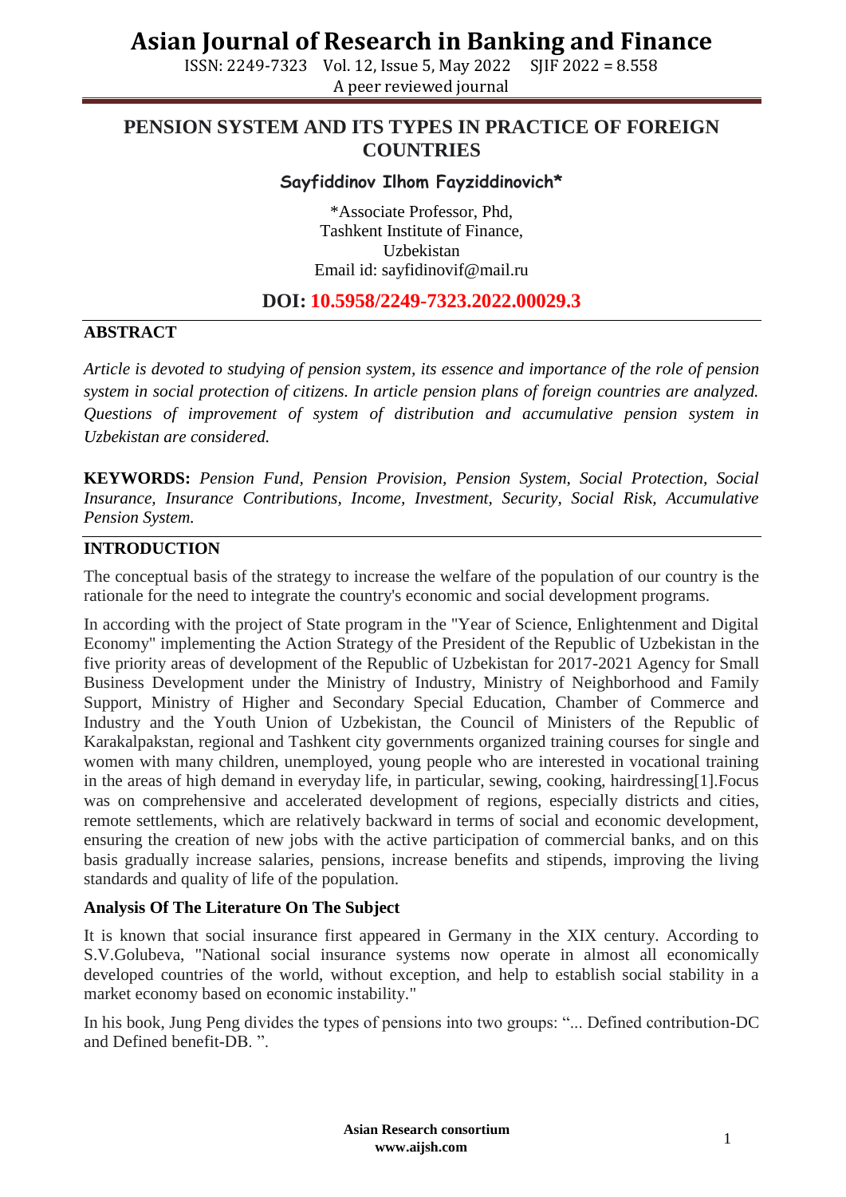# PENSION SYSTEM AND ITS TYPES IN PRACTICE OF FOREIGN COUNTRIES

**Sayfiddinov Ilhom Fayziddinovich***

*Associate Professor, Phd,
Tashkent Institute of Finance,
Uzbekistan
Email id: sayfidinovif@mail.ru

## DOI: 10.5958/2249-7323.2022.00029.3

## ABSTRACT

*Article is devoted to studying of pension system, its essence and importance of the role of pension system in social protection of citizens. In article pension plans of foreign countries are analyzed. Questions of improvement of system of distribution and accumulative pension system in Uzbekistan are considered.*

**KEYWORDS:** *Pension Fund, Pension Provision, Pension System, Social Protection, Social Insurance, Insurance Contributions, Income, Investment, Security, Social Risk, Accumulative Pension System.*

## INTRODUCTION

The conceptual basis of the strategy to increase the welfare of the population of our country is the rationale for the need to integrate the country's economic and social development programs.

In according with the project of State program in the "Year of Science, Enlightenment and Digital Economy" implementing the Action Strategy of the President of the Republic of Uzbekistan in the five priority areas of development of the Republic of Uzbekistan for 2017-2021 Agency for Small Business Development under the Ministry of Industry, Ministry of Neighborhood and Family Support, Ministry of Higher and Secondary Special Education, Chamber of Commerce and Industry and the Youth Union of Uzbekistan, the Council of Ministers of the Republic of Karakalpakstan, regional and Tashkent city governments organized training courses for single and women with many children, unemployed, young people who are interested in vocational training in the areas of high demand in everyday life, in particular, sewing, cooking, hairdressing[1].Focus was on comprehensive and accelerated development of regions, especially districts and cities, remote settlements, which are relatively backward in terms of social and economic development, ensuring the creation of new jobs with the active participation of commercial banks, and on this basis gradually increase salaries, pensions, increase benefits and stipends, improving the living standards and quality of life of the population.

### Analysis Of The Literature On The Subject

It is known that social insurance first appeared in Germany in the XIX century. According to S.V.Golubeva, "National social insurance systems now operate in almost all economically developed countries of the world, without exception, and help to establish social stability in a market economy based on economic instability."

In his book, Jung Peng divides the types of pensions into two groups: "... Defined contribution-DC and Defined benefit-DB. ".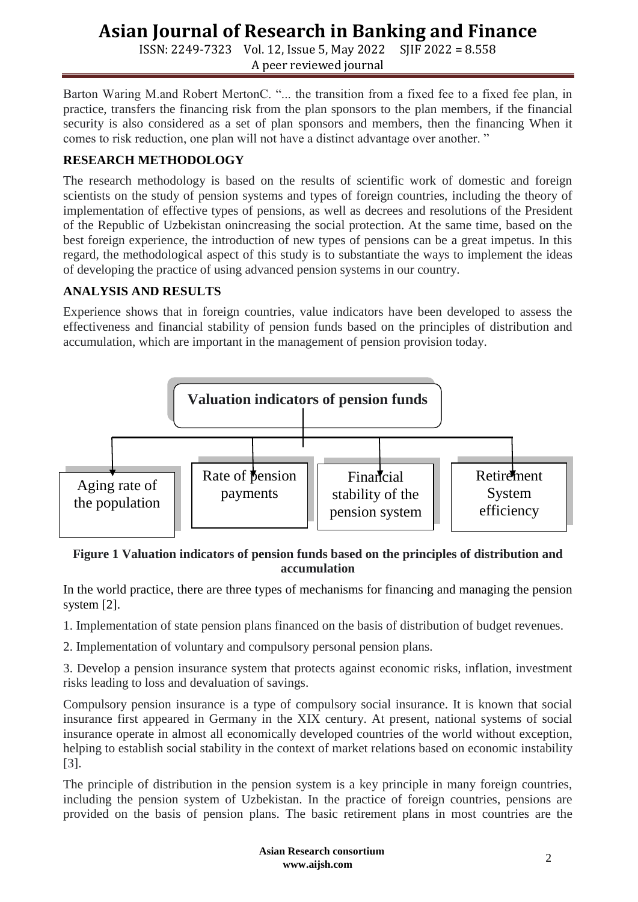Barton Waring M.and Robert MertonC. "... the transition from a fixed fee to a fixed fee plan, in practice, transfers the financing risk from the plan sponsors to the plan members, if the financial security is also considered as a set of plan sponsors and members, then the financing When it comes to risk reduction, one plan will not have a distinct advantage over another. "

## RESEARCH METHODOLOGY

The research methodology is based on the results of scientific work of domestic and foreign scientists on the study of pension systems and types of foreign countries, including the theory of implementation of effective types of pensions, as well as decrees and resolutions of the President of the Republic of Uzbekistan onincreasing the social protection. At the same time, based on the best foreign experience, the introduction of new types of pensions can be a great impetus. In this regard, the methodological aspect of this study is to substantiate the ways to implement the ideas of developing the practice of using advanced pension systems in our country.

## ANALYSIS AND RESULTS

Experience shows that in foreign countries, value indicators have been developed to assess the effectiveness and financial stability of pension funds based on the principles of distribution and accumulation, which are important in the management of pension provision today.

**Valuation indicators of pension funds**

- Aging rate of the population
- Rate of pension payments
- Financial stability of the pension system
- Retirement System efficiency

**Figure 1 Valuation indicators of pension funds based on the principles of distribution and accumulation**

In the world practice, there are three types of mechanisms for financing and managing the pension system [2].

1. Implementation of state pension plans financed on the basis of distribution of budget revenues.

2. Implementation of voluntary and compulsory personal pension plans.

3. Develop a pension insurance system that protects against economic risks, inflation, investment risks leading to loss and devaluation of savings.

Compulsory pension insurance is a type of compulsory social insurance. It is known that social insurance first appeared in Germany in the XIX century. At present, national systems of social insurance operate in almost all economically developed countries of the world without exception, helping to establish social stability in the context of market relations based on economic instability [3].

The principle of distribution in the pension system is a key principle in many foreign countries, including the pension system of Uzbekistan. In the practice of foreign countries, pensions are provided on the basis of pension plans. The basic retirement plans in most countries are the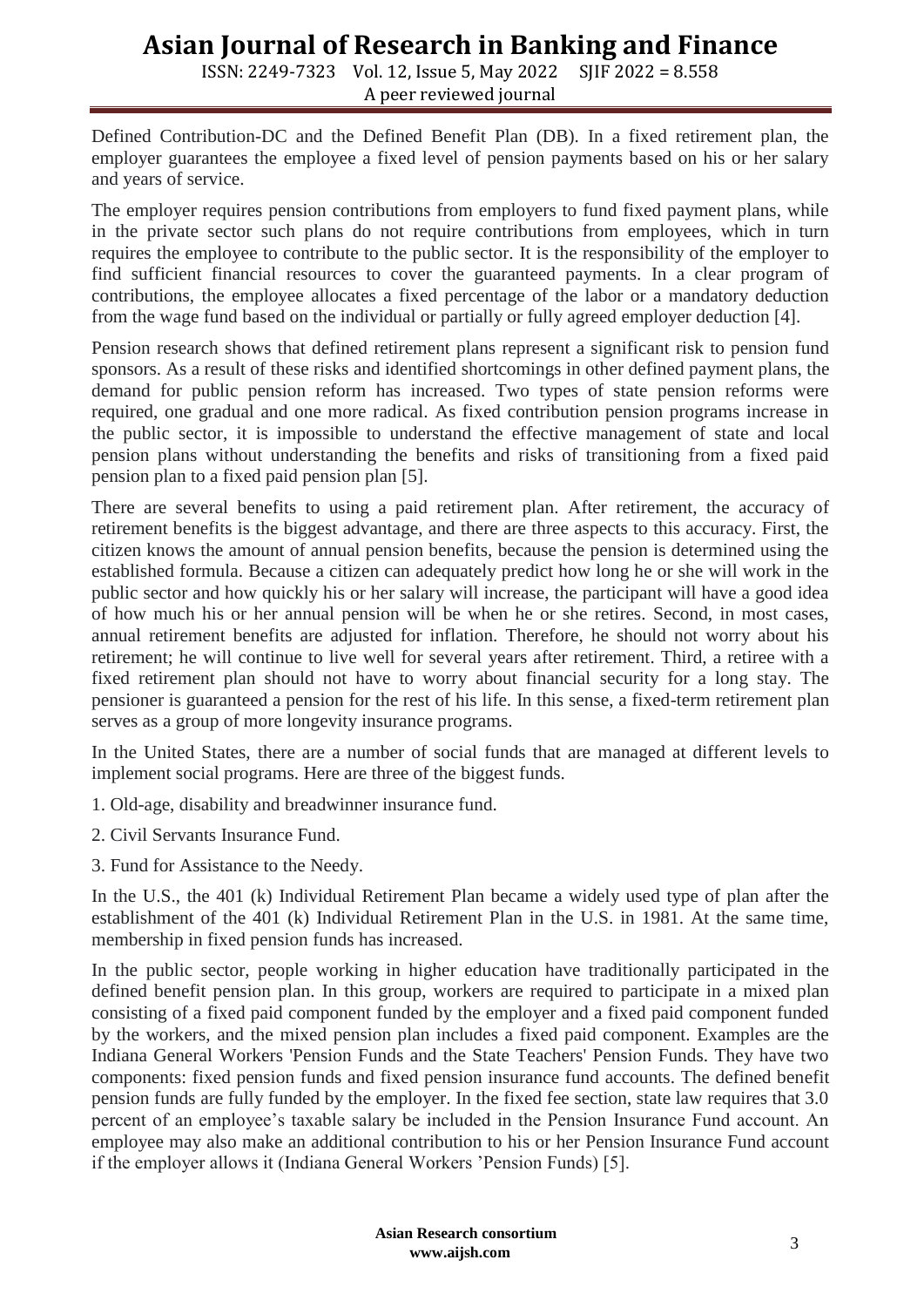Defined Contribution-DC and the Defined Benefit Plan (DB). In a fixed retirement plan, the employer guarantees the employee a fixed level of pension payments based on his or her salary and years of service.

The employer requires pension contributions from employers to fund fixed payment plans, while in the private sector such plans do not require contributions from employees, which in turn requires the employee to contribute to the public sector. It is the responsibility of the employer to find sufficient financial resources to cover the guaranteed payments. In a clear program of contributions, the employee allocates a fixed percentage of the labor or a mandatory deduction from the wage fund based on the individual or partially or fully agreed employer deduction [4].

Pension research shows that defined retirement plans represent a significant risk to pension fund sponsors. As a result of these risks and identified shortcomings in other defined payment plans, the demand for public pension reform has increased. Two types of state pension reforms were required, one gradual and one more radical. As fixed contribution pension programs increase in the public sector, it is impossible to understand the effective management of state and local pension plans without understanding the benefits and risks of transitioning from a fixed paid pension plan to a fixed paid pension plan [5].

There are several benefits to using a paid retirement plan. After retirement, the accuracy of retirement benefits is the biggest advantage, and there are three aspects to this accuracy. First, the citizen knows the amount of annual pension benefits, because the pension is determined using the established formula. Because a citizen can adequately predict how long he or she will work in the public sector and how quickly his or her salary will increase, the participant will have a good idea of how much his or her annual pension will be when he or she retires. Second, in most cases, annual retirement benefits are adjusted for inflation. Therefore, he should not worry about his retirement; he will continue to live well for several years after retirement. Third, a retiree with a fixed retirement plan should not have to worry about financial security for a long stay. The pensioner is guaranteed a pension for the rest of his life. In this sense, a fixed-term retirement plan serves as a group of more longevity insurance programs.

In the United States, there are a number of social funds that are managed at different levels to implement social programs. Here are three of the biggest funds.

1. Old-age, disability and breadwinner insurance fund.

2. Civil Servants Insurance Fund.

3. Fund for Assistance to the Needy.

In the U.S., the 401 (k) Individual Retirement Plan became a widely used type of plan after the establishment of the 401 (k) Individual Retirement Plan in the U.S. in 1981. At the same time, membership in fixed pension funds has increased.

In the public sector, people working in higher education have traditionally participated in the defined benefit pension plan. In this group, workers are required to participate in a mixed plan consisting of a fixed paid component funded by the employer and a fixed paid component funded by the workers, and the mixed pension plan includes a fixed paid component. Examples are the Indiana General Workers 'Pension Funds and the State Teachers' Pension Funds. They have two components: fixed pension funds and fixed pension insurance fund accounts. The defined benefit pension funds are fully funded by the employer. In the fixed fee section, state law requires that 3.0 percent of an employee's taxable salary be included in the Pension Insurance Fund account. An employee may also make an additional contribution to his or her Pension Insurance Fund account if the employer allows it (Indiana General Workers 'Pension Funds) [5].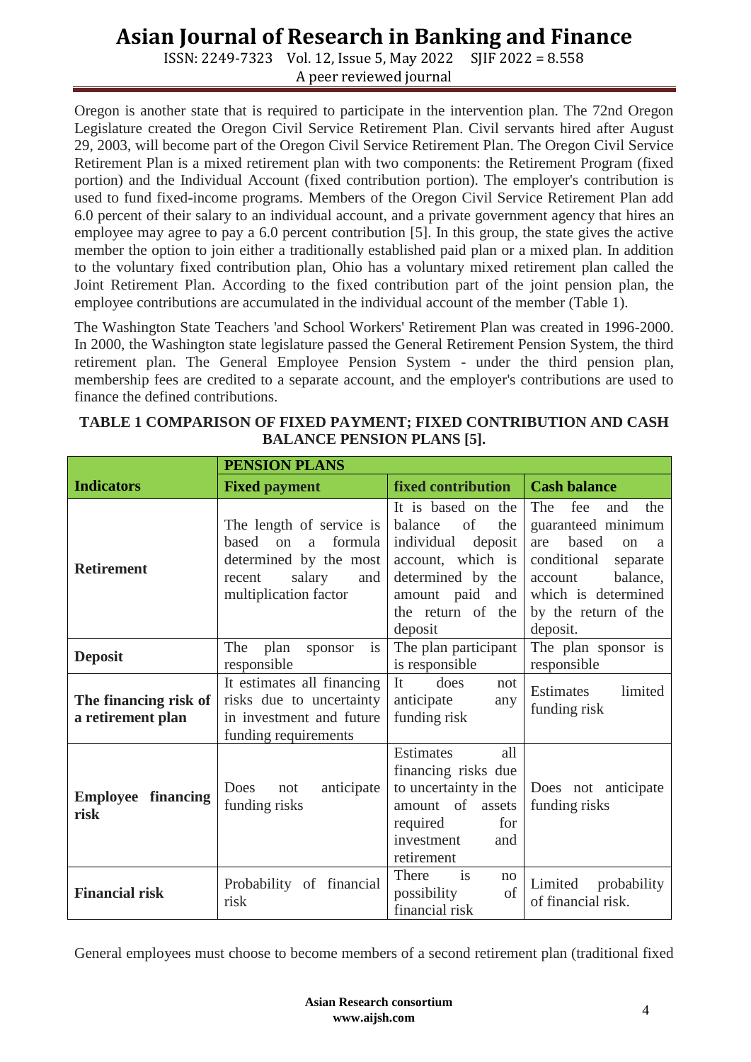Oregon is another state that is required to participate in the intervention plan. The 72nd Oregon Legislature created the Oregon Civil Service Retirement Plan. Civil servants hired after August 29, 2003, will become part of the Oregon Civil Service Retirement Plan. The Oregon Civil Service Retirement Plan is a mixed retirement plan with two components: the Retirement Program (fixed portion) and the Individual Account (fixed contribution portion). The employer's contribution is used to fund fixed-income programs. Members of the Oregon Civil Service Retirement Plan add 6.0 percent of their salary to an individual account, and a private government agency that hires an employee may agree to pay a 6.0 percent contribution [5]. In this group, the state gives the active member the option to join either a traditionally established paid plan or a mixed plan. In addition to the voluntary fixed contribution plan, Ohio has a voluntary mixed retirement plan called the Joint Retirement Plan. According to the fixed contribution part of the joint pension plan, the employee contributions are accumulated in the individual account of the member (Table 1).

The Washington State Teachers 'and School Workers' Retirement Plan was created in 1996-2000. In 2000, the Washington state legislature passed the General Retirement Pension System, the third retirement plan. The General Employee Pension System - under the third pension plan, membership fees are credited to a separate account, and the employer's contributions are used to finance the defined contributions.

**TABLE 1 COMPARISON OF FIXED PAYMENT; FIXED CONTRIBUTION AND CASH BALANCE PENSION PLANS [5].**

| **Indicators** | **PENSION PLANS** | | |
|---|---|---|---|
| | **Fixed payment** | **fixed contribution** | **Cash balance** |
| **Retirement** | The length of service is based on a formula determined by the most recent salary and multiplication factor | It is based on the balance of the individual deposit account, which is determined by the amount paid and the return of the deposit | The fee and the guaranteed minimum are based on a conditional separate account balance, which is determined by the return of the deposit. |
| **Deposit** | The plan sponsor is responsible | The plan participant is responsible | The plan sponsor is responsible |
| **The financing risk of a retirement plan** | It estimates all financing risks due to uncertainty in investment and future funding requirements | It does not anticipate any funding risk | Estimates limited funding risk |
| **Employee financing risk** | Does not anticipate funding risks | Estimates all financing risks due to uncertainty in the amount of assets required for investment and retirement | Does not anticipate funding risks |
| **Financial risk** | Probability of financial risk | There is no possibility of financial risk | Limited probability of financial risk. |

General employees must choose to become members of a second retirement plan (traditional fixed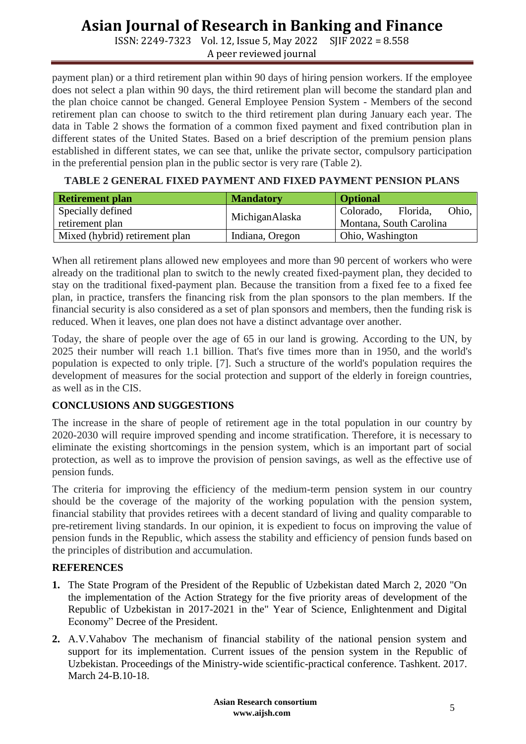payment plan) or a third retirement plan within 90 days of hiring pension workers. If the employee does not select a plan within 90 days, the third retirement plan will become the standard plan and the plan choice cannot be changed. General Employee Pension System - Members of the second retirement plan can choose to switch to the third retirement plan during January each year. The data in Table 2 shows the formation of a common fixed payment and fixed contribution plan in different states of the United States. Based on a brief description of the premium pension plans established in different states, we can see that, unlike the private sector, compulsory participation in the preferential pension plan in the public sector is very rare (Table 2).

**TABLE 2 GENERAL FIXED PAYMENT AND FIXED PAYMENT PENSION PLANS**

| Retirement plan | Mandatory | Optional |
|---|---|---|
| Specially defined retirement plan | MichiganAlaska | Colorado, Florida, Ohio, Montana, South Carolina |
| Mixed (hybrid) retirement plan | Indiana, Oregon | Ohio, Washington |

When all retirement plans allowed new employees and more than 90 percent of workers who were already on the traditional plan to switch to the newly created fixed-payment plan, they decided to stay on the traditional fixed-payment plan. Because the transition from a fixed fee to a fixed fee plan, in practice, transfers the financing risk from the plan sponsors to the plan members. If the financial security is also considered as a set of plan sponsors and members, then the funding risk is reduced. When it leaves, one plan does not have a distinct advantage over another.

Today, the share of people over the age of 65 in our land is growing. According to the UN, by 2025 their number will reach 1.1 billion. That's five times more than in 1950, and the world's population is expected to only triple. [7]. Such a structure of the world's population requires the development of measures for the social protection and support of the elderly in foreign countries, as well as in the CIS.

## CONCLUSIONS AND SUGGESTIONS

The increase in the share of people of retirement age in the total population in our country by 2020-2030 will require improved spending and income stratification. Therefore, it is necessary to eliminate the existing shortcomings in the pension system, which is an important part of social protection, as well as to improve the provision of pension savings, as well as the effective use of pension funds.

The criteria for improving the efficiency of the medium-term pension system in our country should be the coverage of the majority of the working population with the pension system, financial stability that provides retirees with a decent standard of living and quality comparable to pre-retirement living standards. In our opinion, it is expedient to focus on improving the value of pension funds in the Republic, which assess the stability and efficiency of pension funds based on the principles of distribution and accumulation.

## REFERENCES

1. The State Program of the President of the Republic of Uzbekistan dated March 2, 2020 "On the implementation of the Action Strategy for the five priority areas of development of the Republic of Uzbekistan in 2017-2021 in the" Year of Science, Enlightenment and Digital Economy" Decree of the President.
2. A.V.Vahabov The mechanism of financial stability of the national pension system and support for its implementation. Current issues of the pension system in the Republic of Uzbekistan. Proceedings of the Ministry-wide scientific-practical conference. Tashkent. 2017. March 24-B.10-18.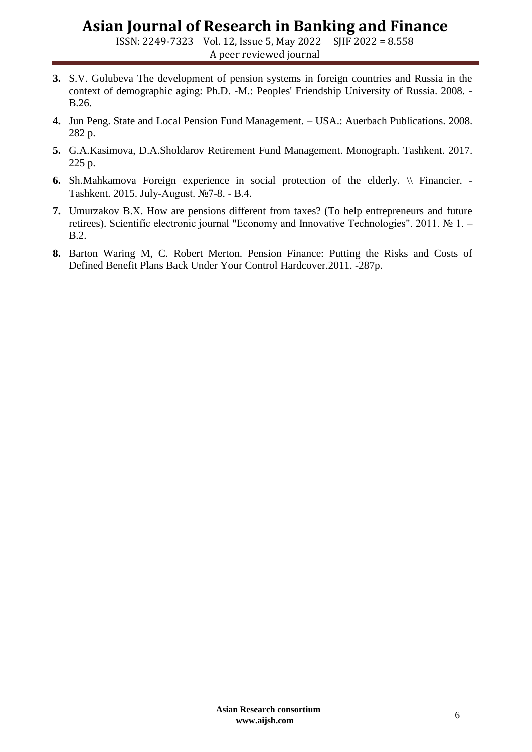3. S.V. Golubeva The development of pension systems in foreign countries and Russia in the context of demographic aging: Ph.D. -M.: Peoples' Friendship University of Russia. 2008. - B.26.
4. Jun Peng. State and Local Pension Fund Management. – USA.: Auerbach Publications. 2008. 282 p.
5. G.A.Kasimova, D.A.Sholdarov Retirement Fund Management. Monograph. Tashkent. 2017. 225 p.
6. Sh.Mahkamova Foreign experience in social protection of the elderly. \\ Financier. - Tashkent. 2015. July-August. №7-8. - B.4.
7. Umurzakov B.X. How are pensions different from taxes? (To help entrepreneurs and future retirees). Scientific electronic journal "Economy and Innovative Technologies". 2011. № 1. – B.2.
8. Barton Waring M, C. Robert Merton. Pension Finance: Putting the Risks and Costs of Defined Benefit Plans Back Under Your Control Hardcover.2011. -287p.